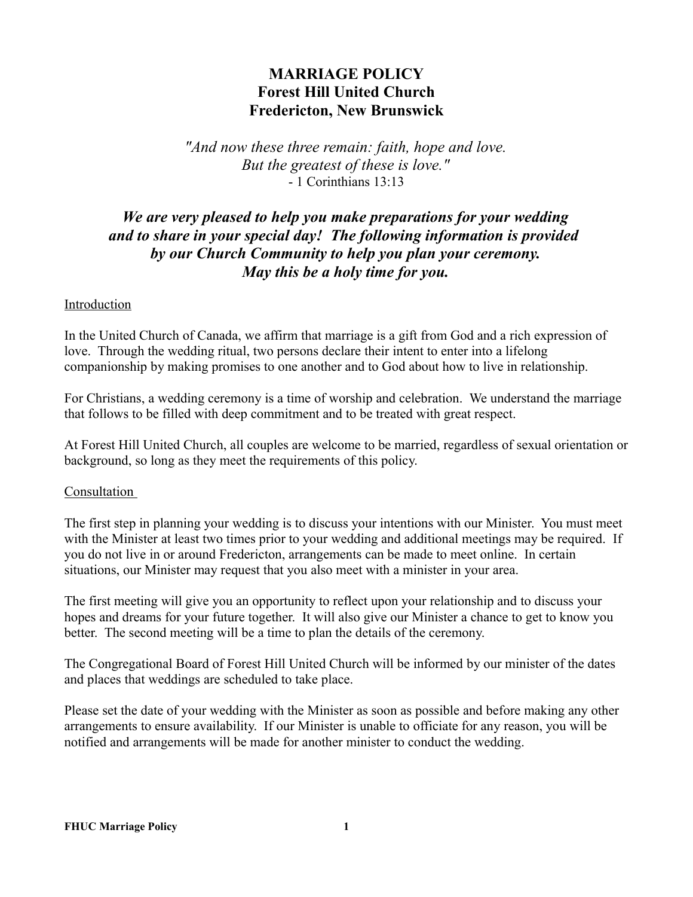# MARRIAGE POLICY
# Forest Hill United Church
# Fredericton, New Brunswick

*"And now these three remain: faith, hope and love.*
*But the greatest of these is love."*
- 1 Corinthians 13:13

***We are very pleased to help you make preparations for your wedding and to share in your special day! The following information is provided by our Church Community to help you plan your ceremony. May this be a holy time for you.***

## Introduction

In the United Church of Canada, we affirm that marriage is a gift from God and a rich expression of love. Through the wedding ritual, two persons declare their intent to enter into a lifelong companionship by making promises to one another and to God about how to live in relationship.

For Christians, a wedding ceremony is a time of worship and celebration. We understand the marriage that follows to be filled with deep commitment and to be treated with great respect.

At Forest Hill United Church, all couples are welcome to be married, regardless of sexual orientation or background, so long as they meet the requirements of this policy.

## Consultation

The first step in planning your wedding is to discuss your intentions with our Minister. You must meet with the Minister at least two times prior to your wedding and additional meetings may be required. If you do not live in or around Fredericton, arrangements can be made to meet online. In certain situations, our Minister may request that you also meet with a minister in your area.

The first meeting will give you an opportunity to reflect upon your relationship and to discuss your hopes and dreams for your future together. It will also give our Minister a chance to get to know you better. The second meeting will be a time to plan the details of the ceremony.

The Congregational Board of Forest Hill United Church will be informed by our minister of the dates and places that weddings are scheduled to take place.

Please set the date of your wedding with the Minister as soon as possible and before making any other arrangements to ensure availability. If our Minister is unable to officiate for any reason, you will be notified and arrangements will be made for another minister to conduct the wedding.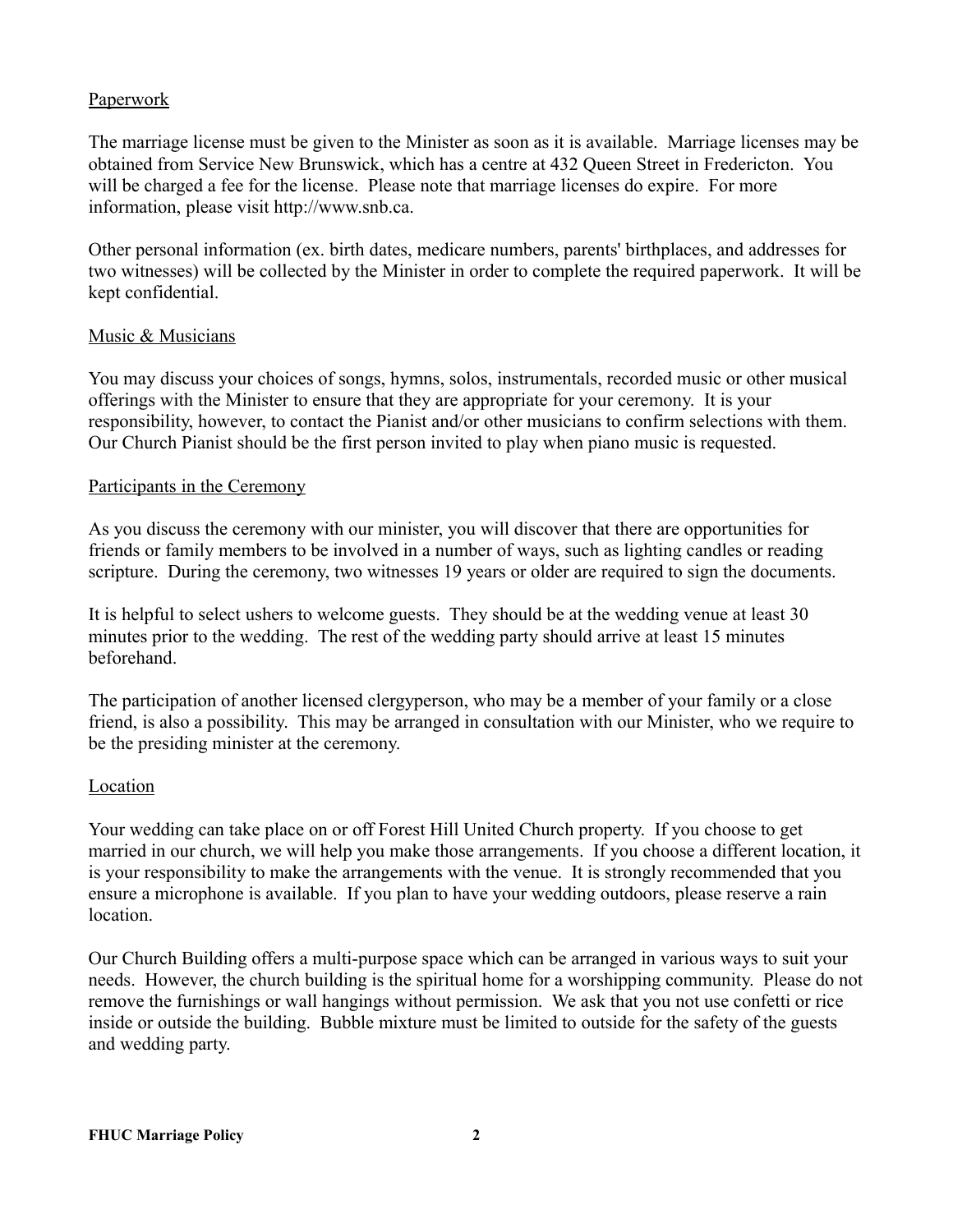## Paperwork

The marriage license must be given to the Minister as soon as it is available. Marriage licenses may be obtained from Service New Brunswick, which has a centre at 432 Queen Street in Fredericton. You will be charged a fee for the license. Please note that marriage licenses do expire. For more information, please visit http://www.snb.ca.

Other personal information (ex. birth dates, medicare numbers, parents' birthplaces, and addresses for two witnesses) will be collected by the Minister in order to complete the required paperwork. It will be kept confidential.

## Music & Musicians

You may discuss your choices of songs, hymns, solos, instrumentals, recorded music or other musical offerings with the Minister to ensure that they are appropriate for your ceremony. It is your responsibility, however, to contact the Pianist and/or other musicians to confirm selections with them. Our Church Pianist should be the first person invited to play when piano music is requested.

## Participants in the Ceremony

As you discuss the ceremony with our minister, you will discover that there are opportunities for friends or family members to be involved in a number of ways, such as lighting candles or reading scripture. During the ceremony, two witnesses 19 years or older are required to sign the documents.

It is helpful to select ushers to welcome guests. They should be at the wedding venue at least 30 minutes prior to the wedding. The rest of the wedding party should arrive at least 15 minutes beforehand.

The participation of another licensed clergyperson, who may be a member of your family or a close friend, is also a possibility. This may be arranged in consultation with our Minister, who we require to be the presiding minister at the ceremony.

## Location

Your wedding can take place on or off Forest Hill United Church property. If you choose to get married in our church, we will help you make those arrangements. If you choose a different location, it is your responsibility to make the arrangements with the venue. It is strongly recommended that you ensure a microphone is available. If you plan to have your wedding outdoors, please reserve a rain location.

Our Church Building offers a multi-purpose space which can be arranged in various ways to suit your needs. However, the church building is the spiritual home for a worshipping community. Please do not remove the furnishings or wall hangings without permission. We ask that you not use confetti or rice inside or outside the building. Bubble mixture must be limited to outside for the safety of the guests and wedding party.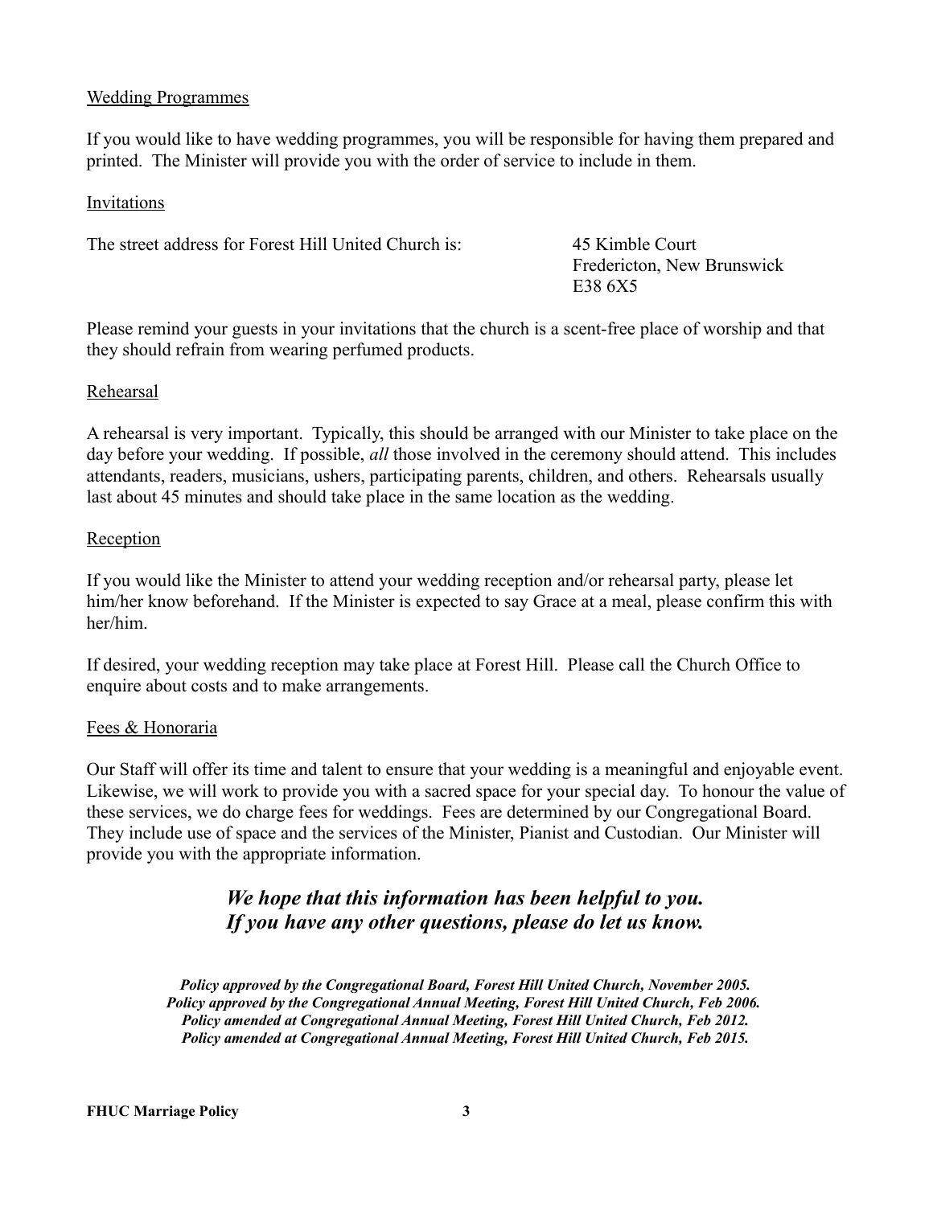## Wedding Programmes

If you would like to have wedding programmes, you will be responsible for having them prepared and printed. The Minister will provide you with the order of service to include in them.

## Invitations

The street address for Forest Hill United Church is:

45 Kimble Court
Fredericton, New Brunswick
E38 6X5

Please remind your guests in your invitations that the church is a scent-free place of worship and that they should refrain from wearing perfumed products.

## Rehearsal

A rehearsal is very important. Typically, this should be arranged with our Minister to take place on the day before your wedding. If possible, *all* those involved in the ceremony should attend. This includes attendants, readers, musicians, ushers, participating parents, children, and others. Rehearsals usually last about 45 minutes and should take place in the same location as the wedding.

## Reception

If you would like the Minister to attend your wedding reception and/or rehearsal party, please let him/her know beforehand. If the Minister is expected to say Grace at a meal, please confirm this with her/him.

If desired, your wedding reception may take place at Forest Hill. Please call the Church Office to enquire about costs and to make arrangements.

## Fees & Honoraria

Our Staff will offer its time and talent to ensure that your wedding is a meaningful and enjoyable event. Likewise, we will work to provide you with a sacred space for your special day. To honour the value of these services, we do charge fees for weddings. Fees are determined by our Congregational Board. They include use of space and the services of the Minister, Pianist and Custodian. Our Minister will provide you with the appropriate information.

***We hope that this information has been helpful to you.***
***If you have any other questions, please do let us know.***

***Policy approved by the Congregational Board, Forest Hill United Church, November 2005.***
***Policy approved by the Congregational Annual Meeting, Forest Hill United Church, Feb 2006.***
***Policy amended at Congregational Annual Meeting, Forest Hill United Church, Feb 2012.***
***Policy amended at Congregational Annual Meeting, Forest Hill United Church, Feb 2015.***